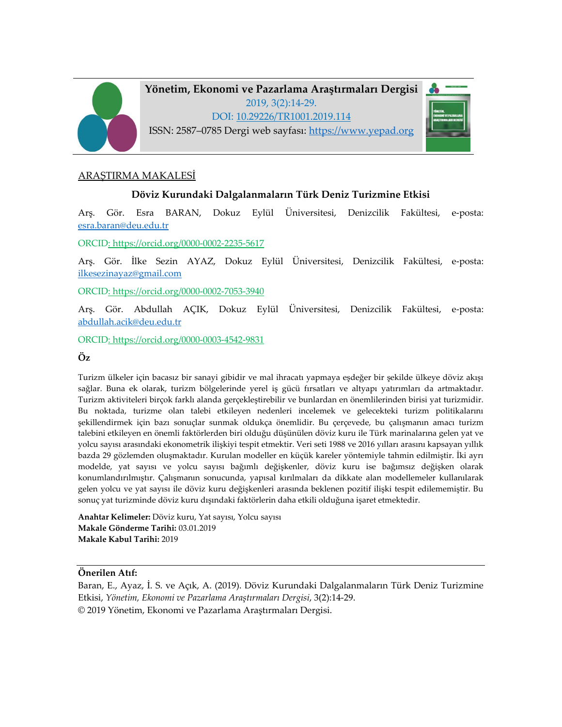**Yönetim, Ekonomi ve Pazarlama Araştırmaları Dergisi**
2019, 3(2):14-29.
DOI: 10.29226/TR1001.2019.114
ISSN: 2587–0785 Dergi web sayfası: https://www.yepad.org

ARAŞTIRMA MAKALESİ

# Döviz Kurundaki Dalgalanmaların Türk Deniz Turizmine Etkisi

Arş. Gör. Esra BARAN, Dokuz Eylül Üniversitesi, Denizcilik Fakültesi, e-posta: esra.baran@deu.edu.tr

ORCID: https://orcid.org/0000-0002-2235-5617

Arş. Gör. İlke Sezin AYAZ, Dokuz Eylül Üniversitesi, Denizcilik Fakültesi, e-posta: ilkesezinayaz@gmail.com

ORCID: https://orcid.org/0000-0002-7053-3940

Arş. Gör. Abdullah AÇIK, Dokuz Eylül Üniversitesi, Denizcilik Fakültesi, e-posta: abdullah.acik@deu.edu.tr

ORCID: https://orcid.org/0000-0003-4542-9831

## Öz

Turizm ülkeler için bacasız bir sanayi gibidir ve mal ihracatı yapmaya eşdeğer bir şekilde ülkeye döviz akışı sağlar. Buna ek olarak, turizm bölgelerinde yerel iş gücü fırsatları ve altyapı yatırımları da artmaktadır. Turizm aktiviteleri birçok farklı alanda gerçekleştirebilir ve bunlardan en önemlilerinden birisi yat turizmidir. Bu noktada, turizme olan talebi etkileyen nedenleri incelemek ve gelecekteki turizm politikalarını şekillendirmek için bazı sonuçlar sunmak oldukça önemlidir. Bu çerçevede, bu çalışmanın amacı turizm talebini etkileyen en önemli faktörlerden biri olduğu düşünülen döviz kuru ile Türk marinalarına gelen yat ve yolcu sayısı arasındaki ekonometrik ilişkiyi tespit etmektir. Veri seti 1988 ve 2016 yılları arasını kapsayan yıllık bazda 29 gözlemden oluşmaktadır. Kurulan modeller en küçük kareler yöntemiyle tahmin edilmiştir. İki ayrı modelde, yat sayısı ve yolcu sayısı bağımlı değişkenler, döviz kuru ise bağımsız değişken olarak konumlandırılmıştır. Çalışmanın sonucunda, yapısal kırılmaları da dikkate alan modellemeler kullanılarak gelen yolcu ve yat sayısı ile döviz kuru değişkenleri arasında beklenen pozitif ilişki tespit edilememiştir. Bu sonuç yat turizminde döviz kuru dışındaki faktörlerin daha etkili olduğuna işaret etmektedir.

**Anahtar Kelimeler:** Döviz kuru, Yat sayısı, Yolcu sayısı
**Makale Gönderme Tarihi:** 03.01.2019
**Makale Kabul Tarihi:** 2019

**Önerilen Atıf:**
Baran, E., Ayaz, İ. S. ve Açık, A. (2019). Döviz Kurundaki Dalgalanmaların Türk Deniz Turizmine Etkisi, *Yönetim, Ekonomi ve Pazarlama Araştırmaları Dergisi*, 3(2):14-29.
© 2019 Yönetim, Ekonomi ve Pazarlama Araştırmaları Dergisi.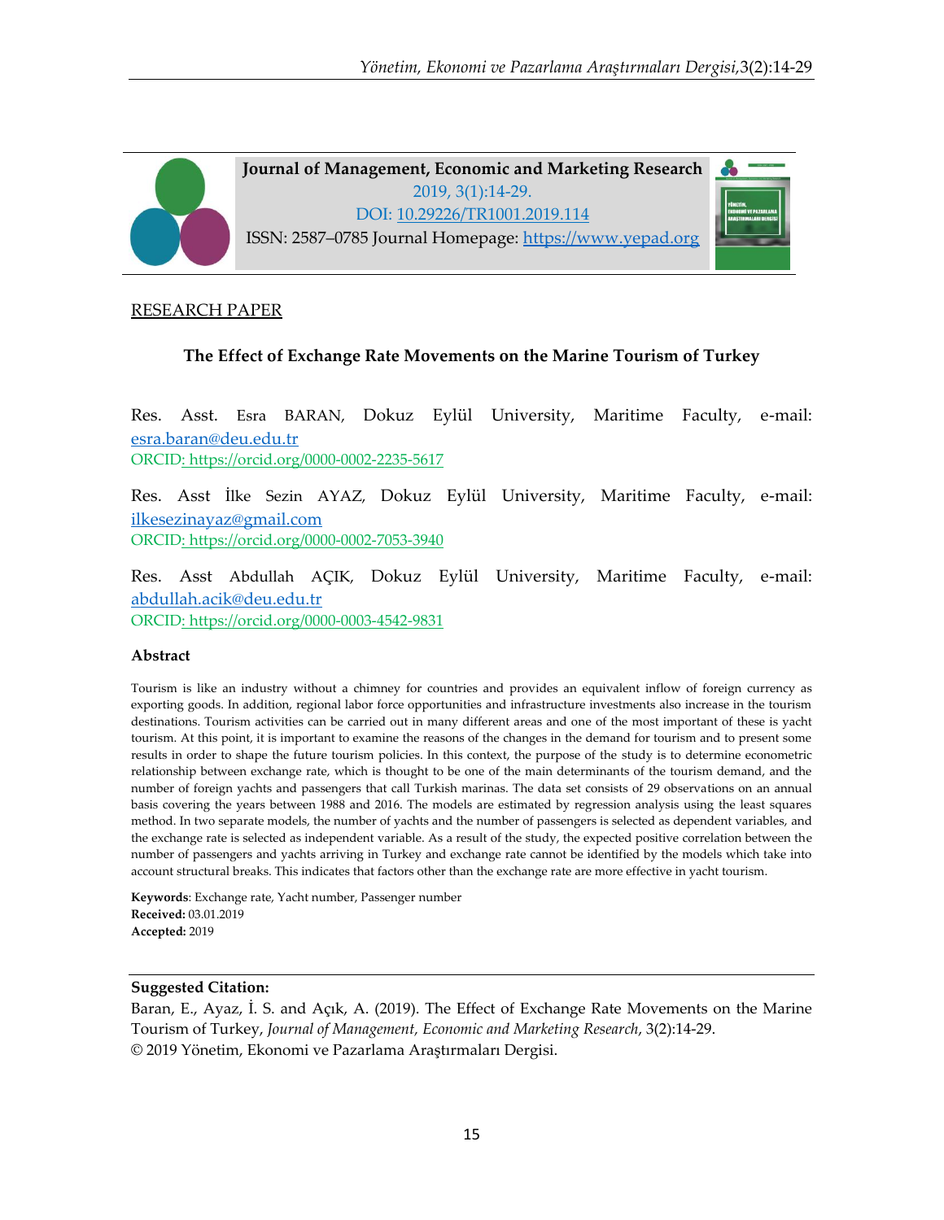Journal of Management, Economic and Marketing Research
2019, 3(1):14-29.
DOI: [10.29226/TR1001.2019.114](https://doi.org/10.29226/TR1001.2019.114)
ISSN: 2587–0785 Journal Homepage: [https://www.yepad.org](https://www.yepad.org)

RESEARCH PAPER

## The Effect of Exchange Rate Movements on the Marine Tourism of Turkey

Res. Asst. Esra BARAN, Dokuz Eylül University, Maritime Faculty, e-mail: esra.baran@deu.edu.tr
ORCID: https://orcid.org/0000-0002-2235-5617

Res. Asst İlke Sezin AYAZ, Dokuz Eylül University, Maritime Faculty, e-mail: ilkesezinayaz@gmail.com
ORCID: https://orcid.org/0000-0002-7053-3940

Res. Asst Abdullah AÇIK, Dokuz Eylül University, Maritime Faculty, e-mail: abdullah.acik@deu.edu.tr
ORCID: https://orcid.org/0000-0003-4542-9831

### Abstract

Tourism is like an industry without a chimney for countries and provides an equivalent inflow of foreign currency as exporting goods. In addition, regional labor force opportunities and infrastructure investments also increase in the tourism destinations. Tourism activities can be carried out in many different areas and one of the most important of these is yacht tourism. At this point, it is important to examine the reasons of the changes in the demand for tourism and to present some results in order to shape the future tourism policies. In this context, the purpose of the study is to determine econometric relationship between exchange rate, which is thought to be one of the main determinants of the tourism demand, and the number of foreign yachts and passengers that call Turkish marinas. The data set consists of 29 observations on an annual basis covering the years between 1988 and 2016. The models are estimated by regression analysis using the least squares method. In two separate models, the number of yachts and the number of passengers is selected as dependent variables, and the exchange rate is selected as independent variable. As a result of the study, the expected positive correlation between the number of passengers and yachts arriving in Turkey and exchange rate cannot be identified by the models which take into account structural breaks. This indicates that factors other than the exchange rate are more effective in yacht tourism.

**Keywords**: Exchange rate, Yacht number, Passenger number
**Received:** 03.01.2019
**Accepted:** 2019

**Suggested Citation:**
Baran, E., Ayaz, İ. S. and Açık, A. (2019). The Effect of Exchange Rate Movements on the Marine Tourism of Turkey, *Journal of Management, Economic and Marketing Research*, 3(2):14-29.
© 2019 Yönetim, Ekonomi ve Pazarlama Araştırmaları Dergisi.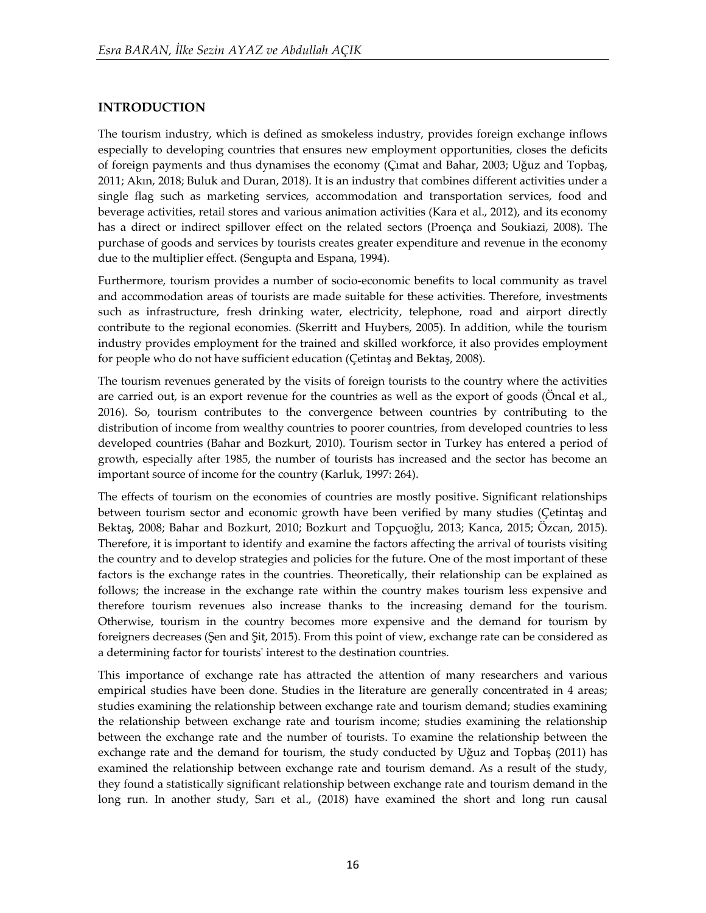## INTRODUCTION

The tourism industry, which is defined as smokeless industry, provides foreign exchange inflows especially to developing countries that ensures new employment opportunities, closes the deficits of foreign payments and thus dynamises the economy (Çımat and Bahar, 2003; Uğuz and Topbaş, 2011; Akın, 2018; Buluk and Duran, 2018). It is an industry that combines different activities under a single flag such as marketing services, accommodation and transportation services, food and beverage activities, retail stores and various animation activities (Kara et al., 2012), and its economy has a direct or indirect spillover effect on the related sectors (Proença and Soukiazi, 2008). The purchase of goods and services by tourists creates greater expenditure and revenue in the economy due to the multiplier effect. (Sengupta and Espana, 1994).

Furthermore, tourism provides a number of socio-economic benefits to local community as travel and accommodation areas of tourists are made suitable for these activities. Therefore, investments such as infrastructure, fresh drinking water, electricity, telephone, road and airport directly contribute to the regional economies. (Skerritt and Huybers, 2005). In addition, while the tourism industry provides employment for the trained and skylled workforce, it also provides employment for people who do not have sufficient education (Çetintaş and Bektaş, 2008).

The tourism revenues generated by the visits of foreign tourists to the country where the activities are carried out, is an export revenue for the countries as well as the export of goods (Öncal et al., 2016). So, tourism contributes to the convergence between countries by contributing to the distribution of income from wealthy countries to poorer countries, from developed countries to less developed countries (Bahar and Bozkurt, 2010). Tourism sector in Turkey has entered a period of growth, especially after 1985, the number of tourists has increased and the sector has become an important source of income for the country (Karluk, 1997: 264).

The effects of tourism on the economies of countries are mostly positive. Significant relationships between tourism sector and economic growth have been verified by many studies (Çetintaş and Bektaş, 2008; Bahar and Bozkurt, 2010; Bozkurt and Topçuoğlu, 2013; Kanca, 2015; Özcan, 2015). Therefore, it is important to identify and examine the factors affecting the arrival of tourists visiting the country and to develop strategies and policies for the future. One of the most important of these factors is the exchange rates in the countries. Theoretically, their relationship can be explained as follows; the increase in the exchange rate within the country makes tourism less expensive and therefore tourism revenues also increase thanks to the increasing demand for the tourism. Otherwise, tourism in the country becomes more expensive and the demand for tourism by foreigners decreases (Şen and Şit, 2015). From this point of view, exchange rate can be considered as a determining factor for tourists' interest to the destination countries.

This importance of exchange rate has attracted the attention of many researchers and various empirical studies have been done. Studies in the literature are generally concentrated in 4 areas; studies examining the relationship between exchange rate and tourism demand; studies examining the relationship between exchange rate and tourism income; studies examining the relationship between the exchange rate and the number of tourists. To examine the relationship between the exchange rate and the demand for tourism, the study conducted by Uğuz and Topbaş (2011) has examined the relationship between exchange rate and tourism demand. As a result of the study, they found a statistically significant relationship between exchange rate and tourism demand in the long run. In another study, Sarı et al., (2018) have examined the short and long run causal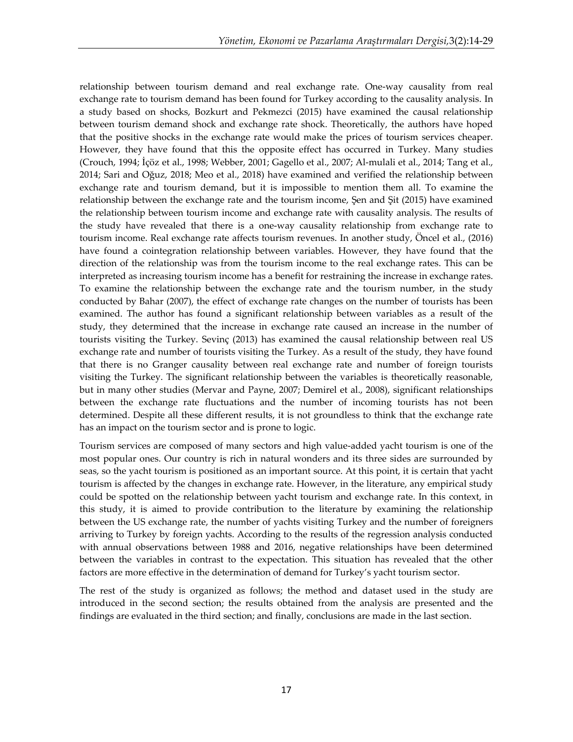relationship between tourism demand and real exchange rate. One-way causality from real exchange rate to tourism demand has been found for Turkey according to the causality analysis. In a study based on shocks, Bozkurt and Pekmezci (2015) have examined the causal relationship between tourism demand shock and exchange rate shock. Theoretically, the authors have hoped that the positive shocks in the exchange rate would make the prices of tourism services cheaper. However, they have found that this the opposite effect has occurred in Turkey. Many studies (Crouch, 1994; İçöz et al., 1998; Webber, 2001; Gagello et al., 2007; Al-mulali et al., 2014; Tang et al., 2014; Sari and Oğuz, 2018; Meo et al., 2018) have examined and verified the relationship between exchange rate and tourism demand, but it is impossible to mention them all. To examine the relationship between the exchange rate and the tourism income, Şen and Şit (2015) have examined the relationship between tourism income and exchange rate with causality analysis. The results of the study have revealed that there is a one-way causality relationship from exchange rate to tourism income. Real exchange rate affects tourism revenues. In another study, Öncel et al., (2016) have found a cointegration relationship between variables. However, they have found that the direction of the relationship was from the tourism income to the real exchange rates. This can be interpreted as increasing tourism income has a benefit for restraining the increase in exchange rates. To examine the relationship between the exchange rate and the tourism number, in the study conducted by Bahar (2007), the effect of exchange rate changes on the number of tourists has been examined. The author has found a significant relationship between variables as a result of the study, they determined that the increase in exchange rate caused an increase in the number of tourists visiting the Turkey. Sevinç (2013) has examined the causal relationship between real US exchange rate and number of tourists visiting the Turkey. As a result of the study, they have found that there is no Granger causality between real exchange rate and number of foreign tourists visiting the Turkey. The significant relationship between the variables is theoretically reasonable, but in many other studies (Mervar and Payne, 2007; Demirel et al., 2008), significant relationships between the exchange rate fluctuations and the number of incoming tourists has not been determined. Despite all these different results, it is not groundless to think that the exchange rate has an impact on the tourism sector and is prone to logic.

Tourism services are composed of many sectors and high value-added yacht tourism is one of the most popular ones. Our country is rich in natural wonders and its three sides are surrounded by seas, so the yacht tourism is positioned as an important source. At this point, it is certain that yacht tourism is affected by the changes in exchange rate. However, in the literature, any empirical study could be spotted on the relationship between yacht tourism and exchange rate. In this context, in this study, it is aimed to provide contribution to the literature by examining the relationship between the US exchange rate, the number of yachts visiting Turkey and the number of foreigners arriving to Turkey by foreign yachts. According to the results of the regression analysis conducted with annual observations between 1988 and 2016, negative relationships have been determined between the variables in contrast to the expectation. This situation has revealed that the other factors are more effective in the determination of demand for Turkey's yacht tourism sector.

The rest of the study is organized as follows; the method and dataset used in the study are introduced in the second section; the results obtained from the analysis are presented and the findings are evaluated in the third section; and finally, conclusions are made in the last section.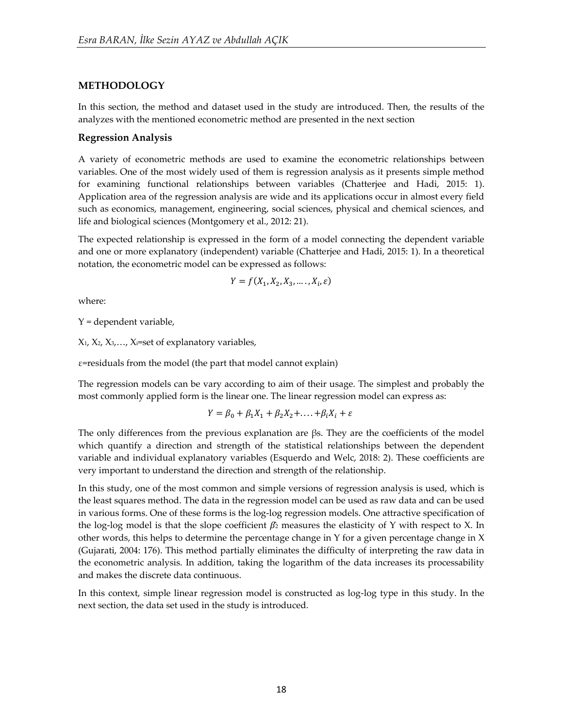## METHODOLOGY

In this section, the method and dataset used in the study are introduced. Then, the results of the analyzes with the mentioned econometric method are presented in the next section

### Regression Analysis

A variety of econometric methods are used to examine the econometric relationships between variables. One of the most widely used of them is regression analysis as it presents simple method for examining functional relationships between variables (Chatterjee and Hadi, 2015: 1). Application area of the regression analysis are wide and its applications occur in almost every field such as economics, management, engineering, social sciences, physical and chemical sciences, and life and biological sciences (Montgomery et al., 2012: 21).

The expected relationship is expressed in the form of a model connecting the dependent variable and one or more explanatory (independent) variable (Chatterjee and Hadi, 2015: 1). In a theoretical notation, the econometric model can be expressed as follows:

$$Y = f(X_1, X_2, X_3, \ldots., X_i, \varepsilon)$$

where:

Y = dependent variable,

$X_1, X_2, X_3, \ldots, X_i$=set of explanatory variables,

$\varepsilon$=residuals from the model (the part that model cannot explain)

The regression models can be vary according to aim of their usage. The simplest and probably the most commonly applied form is the linear one. The linear regression model can express as:

$$Y = \beta_0 + \beta_1 X_1 + \beta_2 X_2 + \ldots. + \beta_i X_i + \varepsilon$$

The only differences from the previous explanation are βs. They are the coefficients of the model which quantify a direction and strength of the statistical relationships between the dependent variable and individual explanatory variables (Esquerdo and Welc, 2018: 2). These coefficients are very important to understand the direction and strength of the relationship.

In this study, one of the most common and simple versions of regression analysis is used, which is the least squares method. The data in the regression model can be used as raw data and can be used in various forms. One of these forms is the log-log regression models. One attractive specification of the log-log model is that the slope coefficient $\beta_2$ measures the elasticity of Y with respect to X. In other words, this helps to determine the percentage change in Y for a given percentage change in X (Gujarati, 2004: 176). This method partially eliminates the difficulty of interpreting the raw data in the econometric analysis. In addition, taking the logarithm of the data increases its processability and makes the discrete data continuous.

In this context, simple linear regression model is constructed as log-log type in this study. In the next section, the data set used in the study is introduced.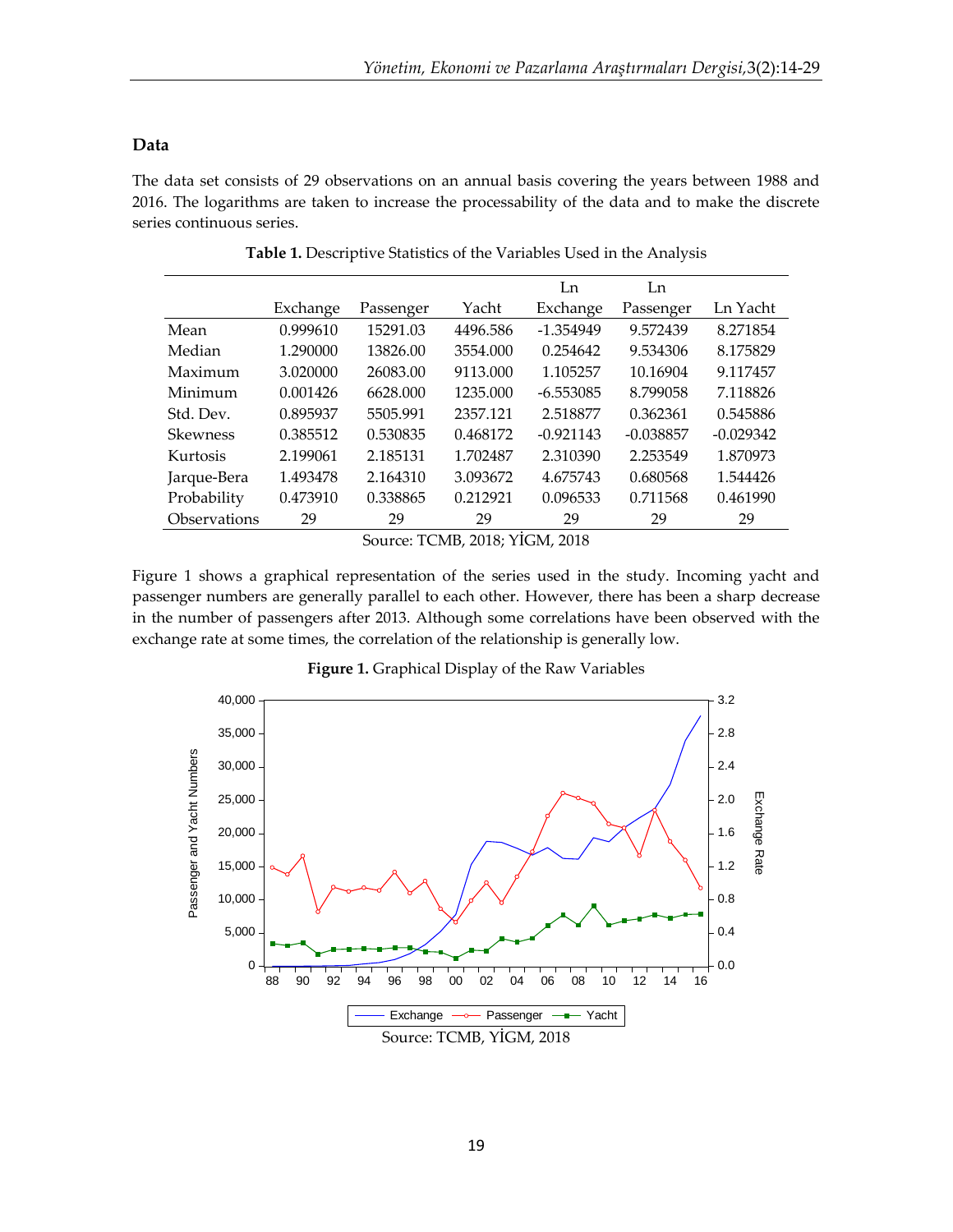## Data

The data set consists of 29 observations on an annual basis covering the years between 1988 and 2016. The logarithms are taken to increase the processability of the data and to make the discrete series continuous series.

**Table 1.** Descriptive Statistics of the Variables Used in the Analysis

| | Exchange | Passenger | Yacht | Ln Exchange | Ln Passenger | Ln Yacht |
|---|---|---|---|---|---|---|
| Mean | 0.999610 | 15291.03 | 4496.586 | -1.354949 | 9.572439 | 8.271854 |
| Median | 1.290000 | 13826.00 | 3554.000 | 0.254642 | 9.534306 | 8.175829 |
| Maximum | 3.020000 | 26083.00 | 9113.000 | 1.105257 | 10.16904 | 9.117457 |
| Minimum | 0.001426 | 6628.000 | 1235.000 | -6.553085 | 8.799058 | 7.118826 |
| Std. Dev. | 0.895937 | 5505.991 | 2357.121 | 2.518877 | 0.362361 | 0.545886 |
| Skewness | 0.385512 | 0.530835 | 0.468172 | -0.921143 | -0.038857 | -0.029342 |
| Kurtosis | 2.199061 | 2.185131 | 1.702487 | 2.310390 | 2.253549 | 1.870973 |
| Jarque-Bera | 1.493478 | 2.164310 | 3.093672 | 4.675743 | 0.680568 | 1.544426 |
| Probability | 0.473910 | 0.338865 | 0.212921 | 0.096533 | 0.711568 | 0.461990 |
| Observations | 29 | 29 | 29 | 29 | 29 | 29 |

Source: TCMB, 2018; YİGM, 2018

Figure 1 shows a graphical representation of the series used in the study. Incoming yacht and passenger numbers are generally parallel to each other. However, there has been a sharp decrease in the number of passengers after 2013. Although some correlations have been observed with the exchange rate at some times, the correlation of the relationship is generally low.

**Figure 1.** Graphical Display of the Raw Variables

Source: TCMB, YİGM, 2018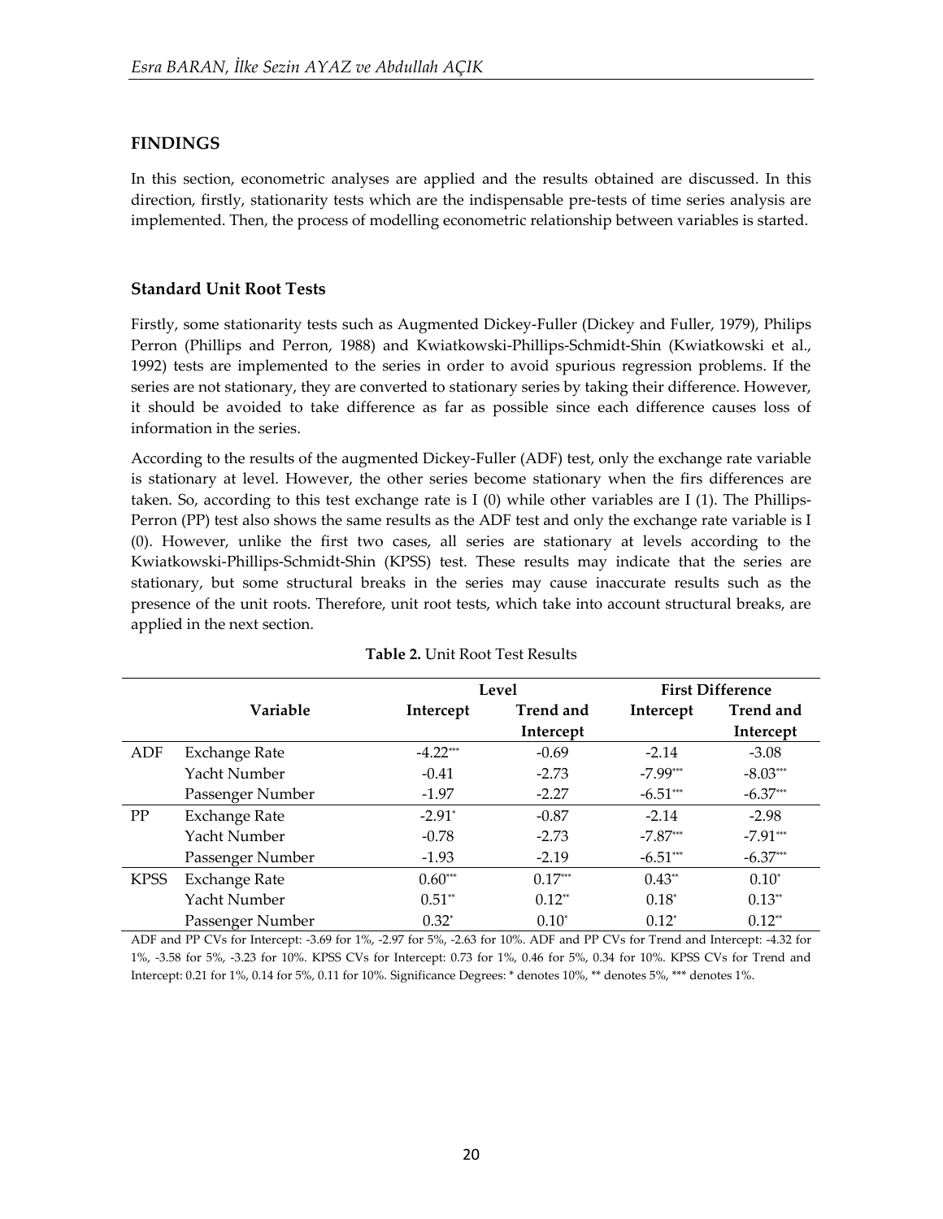## FINDINGS

In this section, econometric analyses are applied and the results obtained are discussed. In this direction, firstly, stationarity tests which are the indispensable pre-tests of time series analysis are implemented. Then, the process of modelling econometric relationship between variables is started.

### Standard Unit Root Tests

Firstly, some stationarity tests such as Augmented Dickey-Fuller (Dickey and Fuller, 1979), Philips Perron (Phillips and Perron, 1988) and Kwiatkowski-Phillips-Schmidt-Shin (Kwiatkowski et al., 1992) tests are implemented to the series in order to avoid spurious regression problems. If the series are not stationary, they are converted to stationary series by taking their difference. However, it should be avoided to take difference as far as possible since each difference causes loss of information in the series.

According to the results of the augmented Dickey-Fuller (ADF) test, only the exchange rate variable is stationary at level. However, the other series become stationary when the firs differences are taken. So, according to this test exchange rate is I (0) while other variables are I (1). The Phillips-Perron (PP) test also shows the same results as the ADF test and only the exchange rate variable is I (0). However, unlike the first two cases, all series are stationary at levels according to the Kwiatkowski-Phillips-Schmidt-Shin (KPSS) test. These results may indicate that the series are stationary, but some structural breaks in the series may cause inaccurate results such as the presence of the unit roots. Therefore, unit root tests, which take into account structural breaks, are applied in the next section.

**Table 2.** Unit Root Test Results

| | | Level | | First Difference | |
|---|---|---|---|---|---|
| | Variable | Intercept | Trend and Intercept | Intercept | Trend and Intercept |
| ADF | Exchange Rate | -4.22*** | -0.69 | -2.14 | -3.08 |
| | Yacht Number | -0.41 | -2.73 | -7.99*** | -8.03*** |
| | Passenger Number | -1.97 | -2.27 | -6.51*** | -6.37*** |
| PP | Exchange Rate | -2.91* | -0.87 | -2.14 | -2.98 |
| | Yacht Number | -0.78 | -2.73 | -7.87*** | -7.91*** |
| | Passenger Number | -1.93 | -2.19 | -6.51*** | -6.37*** |
| KPSS | Exchange Rate | 0.60*** | 0.17*** | 0.43** | 0.10* |
| | Yacht Number | 0.51** | 0.12** | 0.18* | 0.13** |
| | Passenger Number | 0.32* | 0.10* | 0.12* | 0.12** |

ADF and PP CVs for Intercept: -3.69 for 1%, -2.97 for 5%, -2.63 for 10%. ADF and PP CVs for Trend and Intercept: -4.32 for 1%, -3.58 for 5%, -3.23 for 10%. KPSS CVs for Intercept: 0.73 for 1%, 0.46 for 5%, 0.34 for 10%. KPSS CVs for Trend and Intercept: 0.21 for 1%, 0.14 for 5%, 0.11 for 10%. Significance Degrees: * denotes 10%, ** denotes 5%, *** denotes 1%.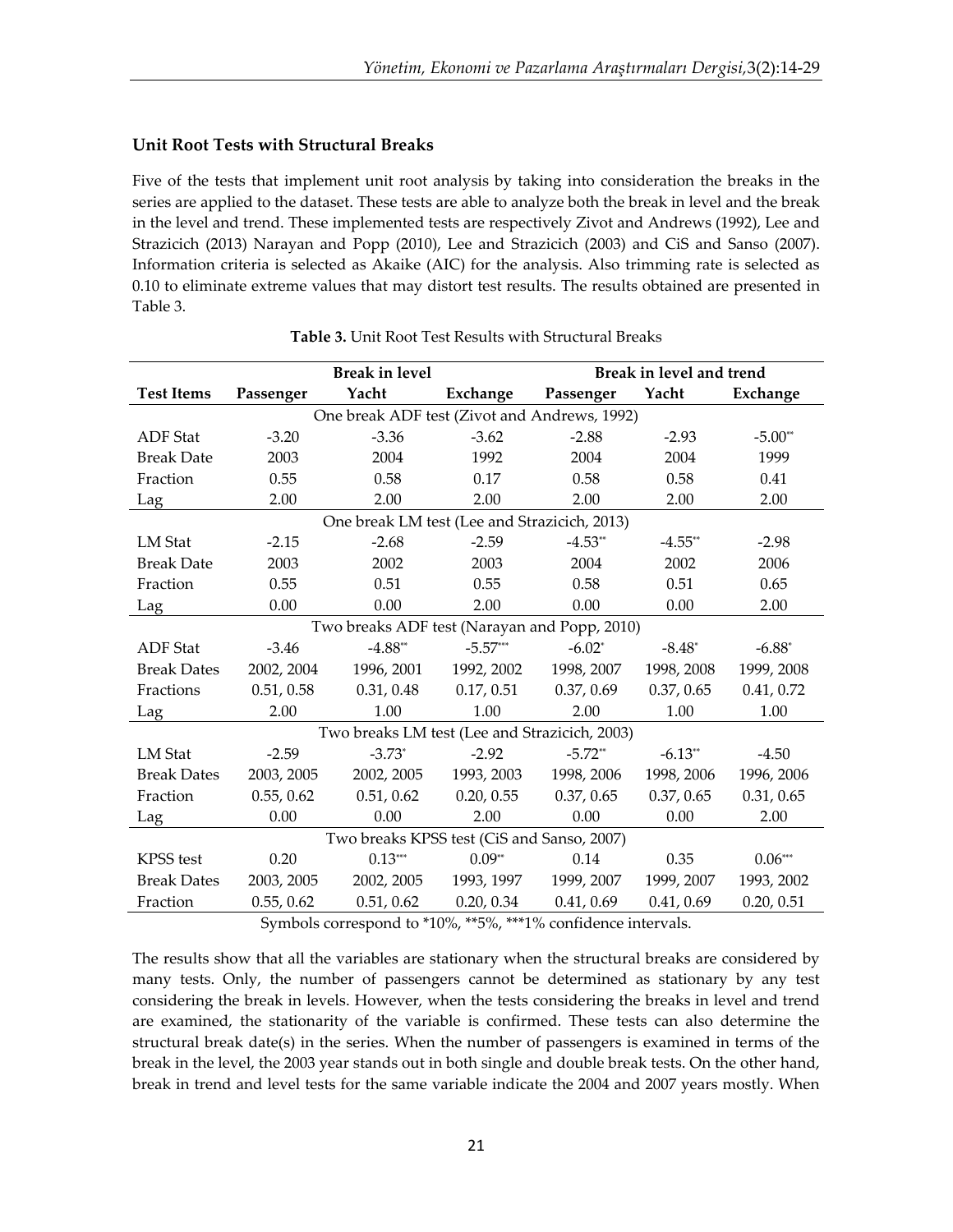### Unit Root Tests with Structural Breaks

Five of the tests that implement unit root analysis by taking into consideration the breaks in the series are applied to the dataset. These tests are able to analyze both the break in level and the break in the level and trend. These implemented tests are respectively Zivot and Andrews (1992), Lee and Strazicich (2013) Narayan and Popp (2010), Lee and Strazicich (2003) and CiS and Sanso (2007). Information criteria is selected as Akaike (AIC) for the analysis. Also trimming rate is selected as 0.10 to eliminate extreme values that may distort test results. The results obtained are presented in Table 3.

**Table 3.** Unit Root Test Results with Structural Breaks

| | Break in level | | | Break in level and trend | | |
|---|---|---|---|---|---|---|
| **Test Items** | **Passenger** | **Yacht** | **Exchange** | **Passenger** | **Yacht** | **Exchange** |
| One break ADF test (Zivot and Andrews, 1992) | | | | | | |
| ADF Stat | -3.20 | -3.36 | -3.62 | -2.88 | -2.93 | -5.00** |
| Break Date | 2003 | 2004 | 1992 | 2004 | 2004 | 1999 |
| Fraction | 0.55 | 0.58 | 0.17 | 0.58 | 0.58 | 0.41 |
| Lag | 2.00 | 2.00 | 2.00 | 2.00 | 2.00 | 2.00 |
| One break LM test (Lee and Strazicich, 2013) | | | | | | |
| LM Stat | -2.15 | -2.68 | -2.59 | -4.53** | -4.55** | -2.98 |
| Break Date | 2003 | 2002 | 2003 | 2004 | 2002 | 2006 |
| Fraction | 0.55 | 0.51 | 0.55 | 0.58 | 0.51 | 0.65 |
| Lag | 0.00 | 0.00 | 2.00 | 0.00 | 0.00 | 2.00 |
| Two breaks ADF test (Narayan and Popp, 2010) | | | | | | |
| ADF Stat | -3.46 | -4.88** | -5.57*** | -6.02* | -8.48* | -6.88* |
| Break Dates | 2002, 2004 | 1996, 2001 | 1992, 2002 | 1998, 2007 | 1998, 2008 | 1999, 2008 |
| Fractions | 0.51, 0.58 | 0.31, 0.48 | 0.17, 0.51 | 0.37, 0.69 | 0.37, 0.65 | 0.41, 0.72 |
| Lag | 2.00 | 1.00 | 1.00 | 2.00 | 1.00 | 1.00 |
| Two breaks LM test (Lee and Strazicich, 2003) | | | | | | |
| LM Stat | -2.59 | -3.73* | -2.92 | -5.72** | -6.13** | -4.50 |
| Break Dates | 2003, 2005 | 2002, 2005 | 1993, 2003 | 1998, 2006 | 1998, 2006 | 1996, 2006 |
| Fraction | 0.55, 0.62 | 0.51, 0.62 | 0.20, 0.55 | 0.37, 0.65 | 0.37, 0.65 | 0.31, 0.65 |
| Lag | 0.00 | 0.00 | 2.00 | 0.00 | 0.00 | 2.00 |
| Two breaks KPSS test (CiS and Sanso, 2007) | | | | | | |
| KPSS test | 0.20 | 0.13*** | 0.09** | 0.14 | 0.35 | 0.06*** |
| Break Dates | 2003, 2005 | 2002, 2005 | 1993, 1997 | 1999, 2007 | 1999, 2007 | 1993, 2002 |
| Fraction | 0.55, 0.62 | 0.51, 0.62 | 0.20, 0.34 | 0.41, 0.69 | 0.41, 0.69 | 0.20, 0.51 |

Symbols correspond to *10%, **5%, ***1% confidence intervals.

The results show that all the variables are stationary when the structural breaks are considered by many tests. Only, the number of passengers cannot be determined as stationary by any test considering the break in levels. However, when the tests considering the breaks in level and trend are examined, the stationarity of the variable is confirmed. These tests can also determine the structural break date(s) in the series. When the number of passengers is examined in terms of the break in the level, the 2003 year stands out in both single and double break tests. On the other hand, break in trend and level tests for the same variable indicate the 2004 and 2007 years mostly. When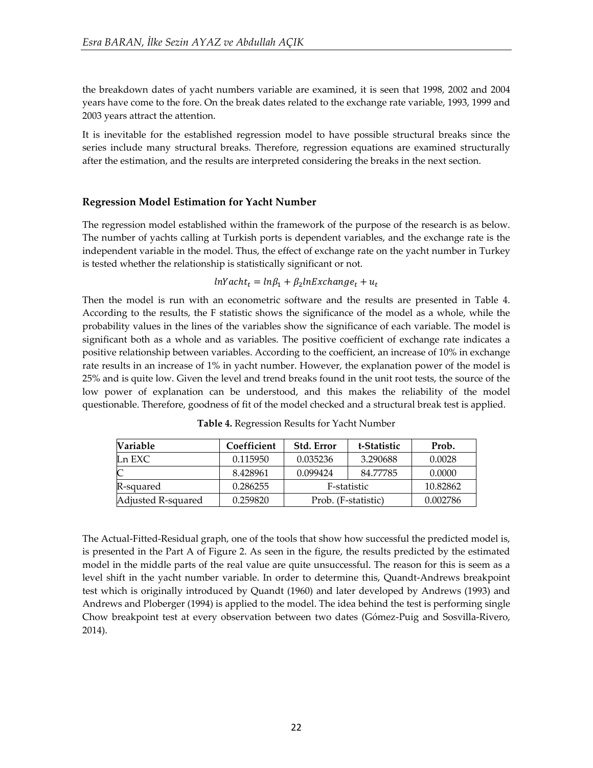the breakdown dates of yacht numbers variable are examined, it is seen that 1998, 2002 and 2004 years have come to the fore. On the break dates related to the exchange rate variable, 1993, 1999 and 2003 years attract the attention.

It is inevitable for the established regression model to have possible structural breaks since the series include many structural breaks. Therefore, regression equations are examined structurally after the estimation, and the results are interpreted considering the breaks in the next section.

### Regression Model Estimation for Yacht Number

The regression model established within the framework of the purpose of the research is as below. The number of yachts calling at Turkish ports is dependent variables, and the exchange rate is the independent variable in the model. Thus, the effect of exchange rate on the yacht number in Turkey is tested whether the relationship is statistically significant or not.

$$lnYacht_t = ln\beta_1 + \beta_2 lnExchange_t + u_t$$

Then the model is run with an econometric software and the results are presented in Table 4. According to the results, the F statistic shows the significance of the model as a whole, while the probability values in the lines of the variables show the significance of each variable. The model is significant both as a whole and as variables. The positive coefficient of exchange rate indicates a positive relationship between variables. According to the coefficient, an increase of 10% in exchange rate results in an increase of 1% in yacht number. However, the explanation power of the model is 25% and is quite low. Given the level and trend breaks found in the unit root tests, the source of the low power of explanation can be understood, and this makes the reliability of the model questionable. Therefore, goodness of fit of the model checked and a structural break test is applied.

**Table 4.** Regression Results for Yacht Number

| Variable | Coefficient | Std. Error | t-Statistic | Prob. |
|---|---|---|---|---|
| Ln EXC | 0.115950 | 0.035236 | 3.290688 | 0.0028 |
| C | 8.428961 | 0.099424 | 84.77785 | 0.0000 |
| R-squared | 0.286255 | F-statistic | | 10.82862 |
| Adjusted R-squared | 0.259820 | Prob. (F-statistic) | | 0.002786 |

The Actual-Fitted-Residual graph, one of the tools that show how successful the predicted model is, is presented in the Part A of Figure 2. As seen in the figure, the results predicted by the estimated model in the middle parts of the real value are quite unsuccessful. The reason for this is seem as a level shift in the yacht number variable. In order to determine this, Quandt-Andrews breakpoint test which is originally introduced by Quandt (1960) and later developed by Andrews (1993) and Andrews and Ploberger (1994) is applied to the model. The idea behind the test is performing single Chow breakpoint test at every observation between two dates (Gómez-Puig and Sosvilla-Rivero, 2014).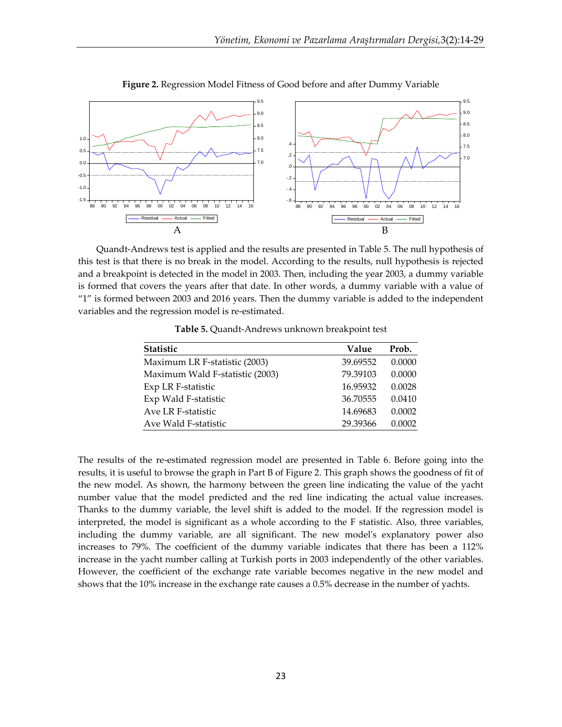**Figure 2.** Regression Model Fitness of Good before and after Dummy Variable

A

B

Quandt-Andrews test is applied and the results are presented in Table 5. The null hypothesis of this test is that there is no break in the model. According to the results, null hypothesis is rejected and a breakpoint is detected in the model in 2003. Then, including the year 2003, a dummy variable is formed that covers the years after that date. In other words, a dummy variable with a value of "1" is formed between 2003 and 2016 years. Then the dummy variable is added to the independent variables and the regression model is re-estimated.

**Table 5.** Quandt-Andrews unknown breakpoint test

| Statistic | Value | Prob. |
|---|---|---|
| Maximum LR F-statistic (2003) | 39.69552 | 0.0000 |
| Maximum Wald F-statistic (2003) | 79.39103 | 0.0000 |
| Exp LR F-statistic | 16.95932 | 0.0028 |
| Exp Wald F-statistic | 36.70555 | 0.0410 |
| Ave LR F-statistic | 14.69683 | 0.0002 |
| Ave Wald F-statistic | 29.39366 | 0.0002 |

The results of the re-estimated regression model are presented in Table 6. Before going into the results, it is useful to browse the graph in Part B of Figure 2. This graph shows the goodness of fit of the new model. As shown, the harmony between the green line indicating the value of the yacht number value that the model predicted and the red line indicating the actual value increases. Thanks to the dummy variable, the level shift is added to the model. If the regression model is interpreted, the model is significant as a whole according to the F statistic. Also, three variables, including the dummy variable, are all significant. The new model's explanatory power also increases to 79%. The coefficient of the dummy variable indicates that there has been a 112% increase in the yacht number calling at Turkish ports in 2003 independently of the other variables. However, the coefficient of the exchange rate variable becomes negative in the new model and shows that the 10% increase in the exchange rate causes a 0.5% decrease in the number of yachts.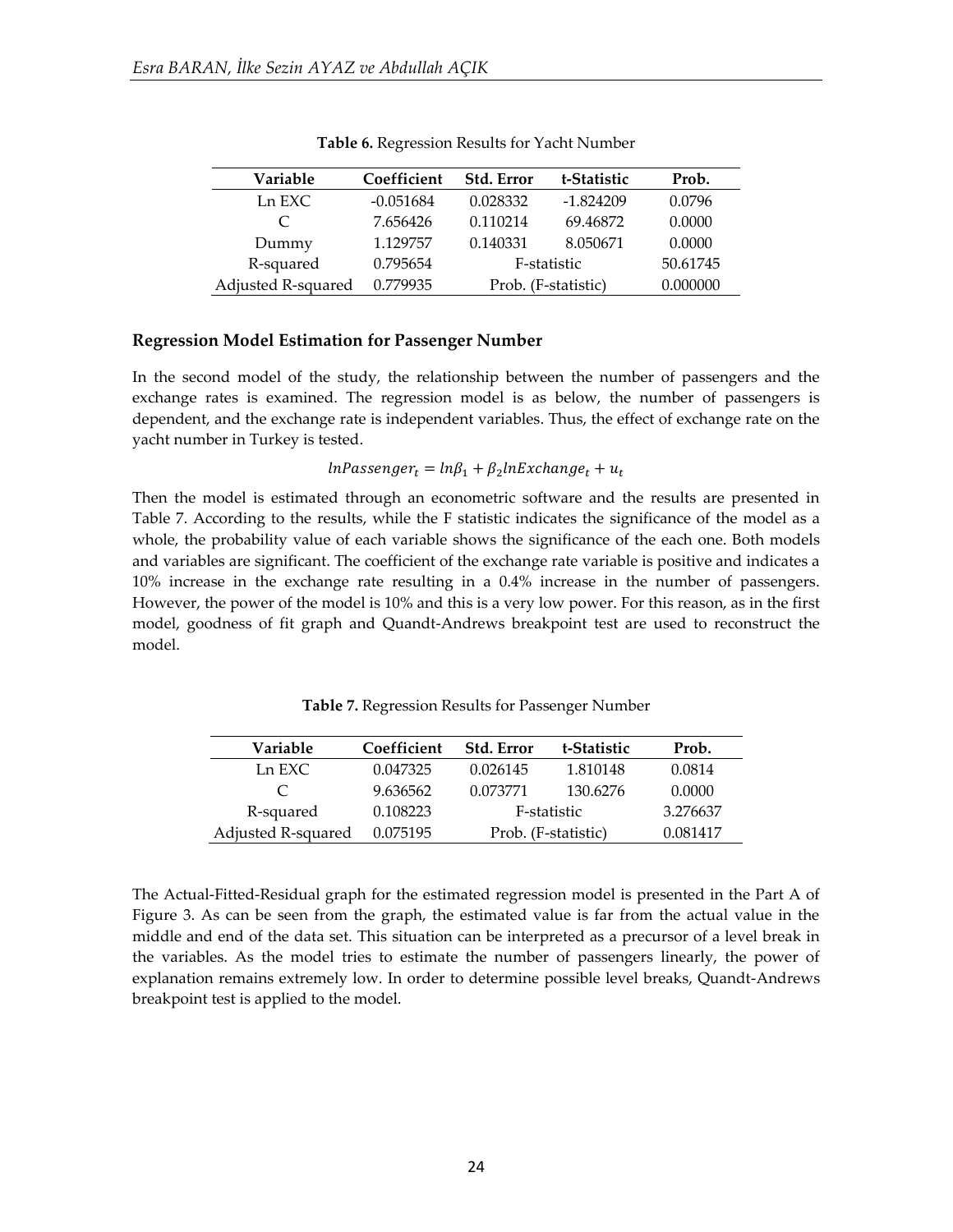**Table 6.** Regression Results for Yacht Number

| Variable | Coefficient | Std. Error | t-Statistic | Prob. |
|---|---|---|---|---|
| Ln EXC | -0.051684 | 0.028332 | -1.824209 | 0.0796 |
| C | 7.656426 | 0.110214 | 69.46872 | 0.0000 |
| Dummy | 1.129757 | 0.140331 | 8.050671 | 0.0000 |
| R-squared | 0.795654 | F-statistic | | 50.61745 |
| Adjusted R-squared | 0.779935 | Prob. (F-statistic) | | 0.000000 |

### Regression Model Estimation for Passenger Number

In the second model of the study, the relationship between the number of passengers and the exchange rates is examined. The regression model is as below, the number of passengers is dependent, and the exchange rate is independent variables. Thus, the effect of exchange rate on the yacht number in Turkey is tested.

$$lnPassenger_t = ln\beta_1 + \beta_2 lnExchange_t + u_t$$

Then the model is estimated through an econometric software and the results are presented in Table 7. According to the results, while the F statistic indicates the significance of the model as a whole, the probability value of each variable shows the significance of the each one. Both models and variables are significant. The coefficient of the exchange rate variable is positive and indicates a 10% increase in the exchange rate resulting in a 0.4% increase in the number of passengers. However, the power of the model is 10% and this is a very low power. For this reason, as in the first model, goodness of fit graph and Quandt-Andrews breakpoint test are used to reconstruct the model.

**Table 7.** Regression Results for Passenger Number

| Variable | Coefficient | Std. Error | t-Statistic | Prob. |
|---|---|---|---|---|
| Ln EXC | 0.047325 | 0.026145 | 1.810148 | 0.0814 |
| C | 9.636562 | 0.073771 | 130.6276 | 0.0000 |
| R-squared | 0.108223 | F-statistic | | 3.276637 |
| Adjusted R-squared | 0.075195 | Prob. (F-statistic) | | 0.081417 |

The Actual-Fitted-Residual graph for the estimated regression model is presented in the Part A of Figure 3. As can be seen from the graph, the estimated value is far from the actual value in the middle and end of the data set. This situation can be interpreted as a precursor of a level break in the variables. As the model tries to estimate the number of passengers linearly, the power of explanation remains extremely low. In order to determine possible level breaks, Quandt-Andrews breakpoint test is applied to the model.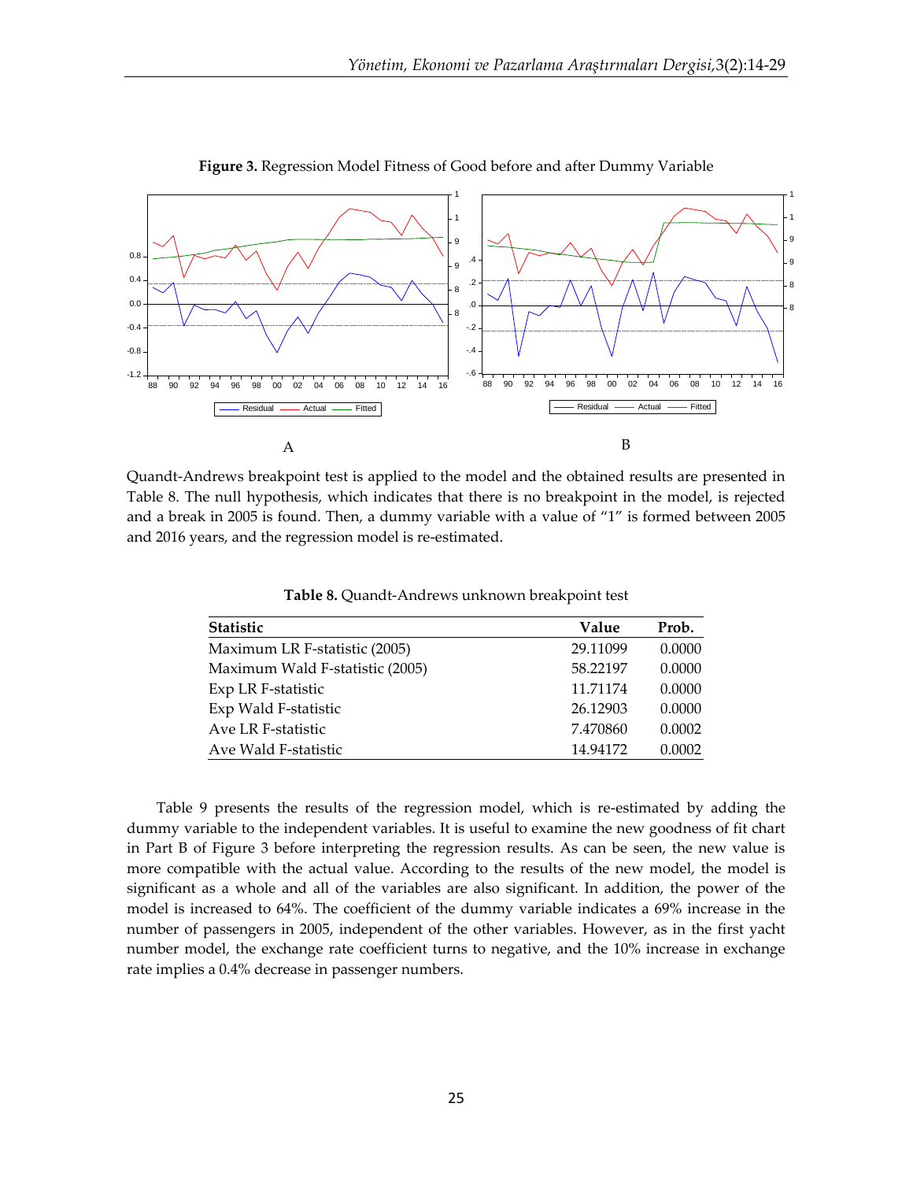**Figure 3.** Regression Model Fitness of Good before and after Dummy Variable

A

B

Quandt-Andrews breakpoint test is applied to the model and the obtained results are presented in Table 8. The null hypothesis, which indicates that there is no breakpoint in the model, is rejected and a break in 2005 is found. Then, a dummy variable with a value of “1” is formed between 2005 and 2016 years, and the regression model is re-estimated.

**Table 8.** Quandt-Andrews unknown breakpoint test

| Statistic | Value | Prob. |
|---|---|---|
| Maximum LR F-statistic (2005) | 29.11099 | 0.0000 |
| Maximum Wald F-statistic (2005) | 58.22197 | 0.0000 |
| Exp LR F-statistic | 11.71174 | 0.0000 |
| Exp Wald F-statistic | 26.12903 | 0.0000 |
| Ave LR F-statistic | 7.470860 | 0.0002 |
| Ave Wald F-statistic | 14.94172 | 0.0002 |

Table 9 presents the results of the regression model, which is re-estimated by adding the dummy variable to the independent variables. It is useful to examine the new goodness of fit chart in Part B of Figure 3 before interpreting the regression results. As can be seen, the new value is more compatible with the actual value. According to the results of the new model, the model is significant as a whole and all of the variables are also significant. In addition, the power of the model is increased to 64%. The coefficient of the dummy variable indicates a 69% increase in the number of passengers in 2005, independent of the other variables. However, as in the first yacht number model, the exchange rate coefficient turns to negative, and the 10% increase in exchange rate implies a 0.4% decrease in passenger numbers.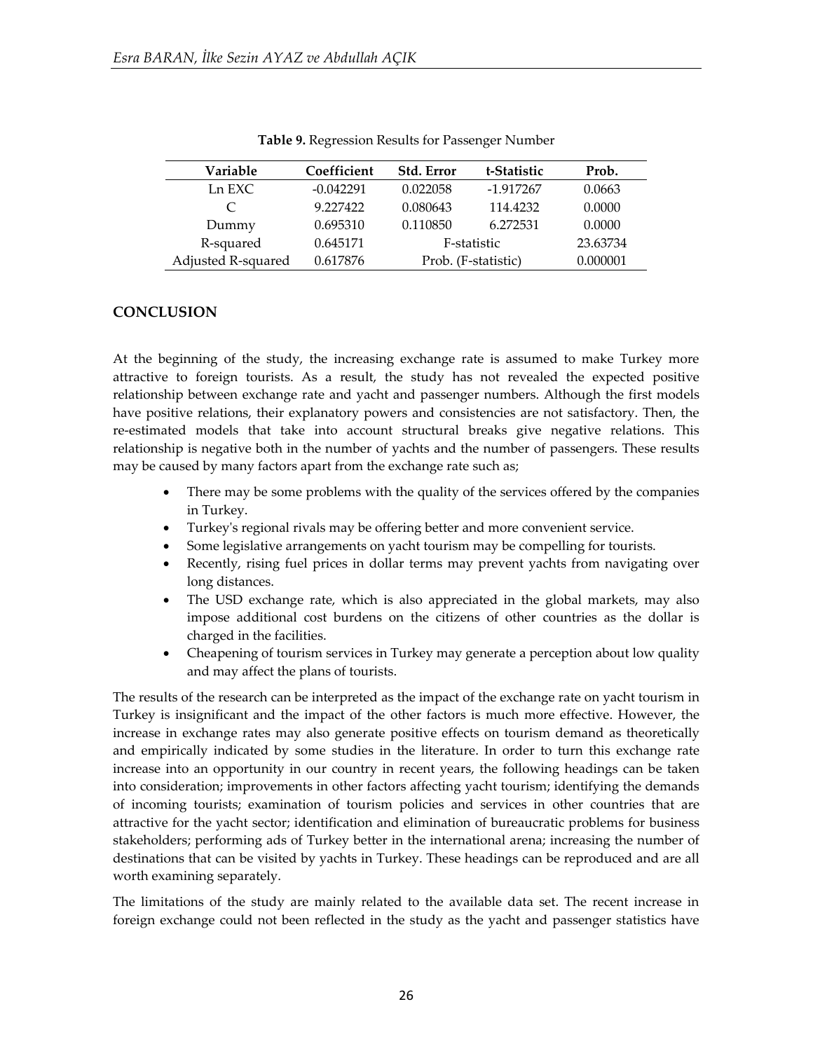**Table 9.** Regression Results for Passenger Number

| Variable | Coefficient | Std. Error | t-Statistic | Prob. |
|---|---|---|---|---|
| Ln EXC | -0.042291 | 0.022058 | -1.917267 | 0.0663 |
| C | 9.227422 | 0.080643 | 114.4232 | 0.0000 |
| Dummy | 0.695310 | 0.110850 | 6.272531 | 0.0000 |
| R-squared | 0.645171 | F-statistic | | 23.63734 |
| Adjusted R-squared | 0.617876 | Prob. (F-statistic) | | 0.000001 |

## CONCLUSION

At the beginning of the study, the increasing exchange rate is assumed to make Turkey more attractive to foreign tourists. As a result, the study has not revealed the expected positive relationship between exchange rate and yacht and passenger numbers. Although the first models have positive relations, their explanatory powers and consistencies are not satisfactory. Then, the re-estimated models that take into account structural breaks give negative relations. This relationship is negative both in the number of yachts and the number of passengers. These results may be caused by many factors apart from the exchange rate such as;

- There may be some problems with the quality of the services offered by the companies in Turkey.
- Turkey's regional rivals may be offering better and more convenient service.
- Some legislative arrangements on yacht tourism may be compelling for tourists.
- Recently, rising fuel prices in dollar terms may prevent yachts from navigating over long distances.
- The USD exchange rate, which is also appreciated in the global markets, may also impose additional cost burdens on the citizens of other countries as the dollar is charged in the facilities.
- Cheapening of tourism services in Turkey may generate a perception about low quality and may affect the plans of tourists.

The results of the research can be interpreted as the impact of the exchange rate on yacht tourism in Turkey is insignificant and the impact of the other factors is much more effective. However, the increase in exchange rates may also generate positive effects on tourism demand as theoretically and empirically indicated by some studies in the literature. In order to turn this exchange rate increase into an opportunity in our country in recent years, the following headings can be taken into consideration; improvements in other factors affecting yacht tourism; identifying the demands of incoming tourists; examination of tourism policies and services in other countries that are attractive for the yacht sector; identification and elimination of bureaucratic problems for business stakeholders; performing ads of Turkey better in the international arena; increasing the number of destinations that can be visited by yachts in Turkey. These headings can be reproduced and are all worth examining separately.

The limitations of the study are mainly related to the available data set. The recent increase in foreign exchange could not been reflected in the study as the yacht and passenger statistics have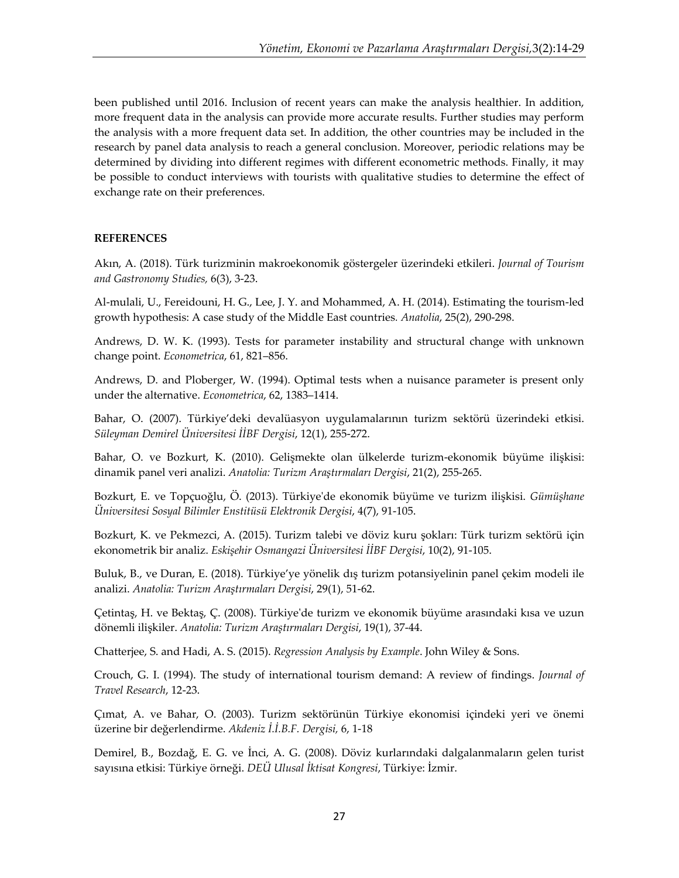been published until 2016. Inclusion of recent years can make the analysis healthier. In addition, more frequent data in the analysis can provide more accurate results. Further studies may perform the analysis with a more frequent data set. In addition, the other countries may be included in the research by panel data analysis to reach a general conclusion. Moreover, periodic relations may be determined by dividing into different regimes with different econometric methods. Finally, it may be possible to conduct interviews with tourists with qualitative studies to determine the effect of exchange rate on their preferences.

**REFERENCES**

Akın, A. (2018). Türk turizminin makroekonomik göstergeler üzerindeki etkileri. *Journal of Tourism and Gastronomy Studies,* 6(3), 3-23.

Al-mulali, U., Fereidouni, H. G., Lee, J. Y. and Mohammed, A. H. (2014). Estimating the tourism-led growth hypothesis: A case study of the Middle East countries. *Anatolia*, 25(2), 290-298.

Andrews, D. W. K. (1993). Tests for parameter instability and structural change with unknown change point. *Econometrica*, 61, 821–856.

Andrews, D. and Ploberger, W. (1994). Optimal tests when a nuisance parameter is present only under the alternative. *Econometrica*, 62, 1383–1414.

Bahar, O. (2007). Türkiye'deki devalüasyon uygulamalarının turizm sektörü üzerindeki etkisi. *Süleyman Demirel Üniversitesi İİBF Dergisi*, 12(1), 255-272.

Bahar, O. ve Bozkurt, K. (2010). Gelişmekte olan ülkelerde turizm-ekonomik büyüme ilişkisi: dinamik panel veri analizi. *Anatolia: Turizm Araştırmaları Dergisi*, 21(2), 255-265.

Bozkurt, E. ve Topçuoğlu, Ö. (2013). Türkiye'de ekonomik büyüme ve turizm ilişkisi. *Gümüşhane Üniversitesi Sosyal Bilimler Enstitüsü Elektronik Dergisi*, 4(7), 91-105.

Bozkurt, K. ve Pekmezci, A. (2015). Turizm talebi ve döviz kuru şokları: Türk turizm sektörü için ekonometrik bir analiz. *Eskişehir Osmangazi Üniversitesi İİBF Dergisi*, 10(2), 91-105.

Buluk, B., ve Duran, E. (2018). Türkiye'ye yönelik dış turizm potansiyelinin panel çekim modeli ile analizi. *Anatolia: Turizm Araştırmaları Dergisi*, 29(1), 51-62.

Çetintaş, H. ve Bektaş, Ç. (2008). Türkiye'de turizm ve ekonomik büyüme arasındaki kısa ve uzun dönemli ilişkiler. *Anatolia: Turizm Araştırmaları Dergisi*, 19(1), 37-44.

Chatterjee, S. and Hadi, A. S. (2015). *Regression Analysis by Example*. John Wiley & Sons.

Crouch, G. I. (1994). The study of international tourism demand: A review of findings. *Journal of Travel Research*, 12-23.

Çımat, A. ve Bahar, O. (2003). Turizm sektörünün Türkiye ekonomisi içindeki yeri ve önemi üzerine bir değerlendirme. *Akdeniz İ.İ.B.F. Dergisi,* 6, 1-18

Demirel, B., Bozdağ, E. G. ve İnci, A. G. (2008). Döviz kurlarındaki dalgalanmaların gelen turist sayısına etkisi: Türkiye örneği. *DEÜ Ulusal İktisat Kongresi*, Türkiye: İzmir.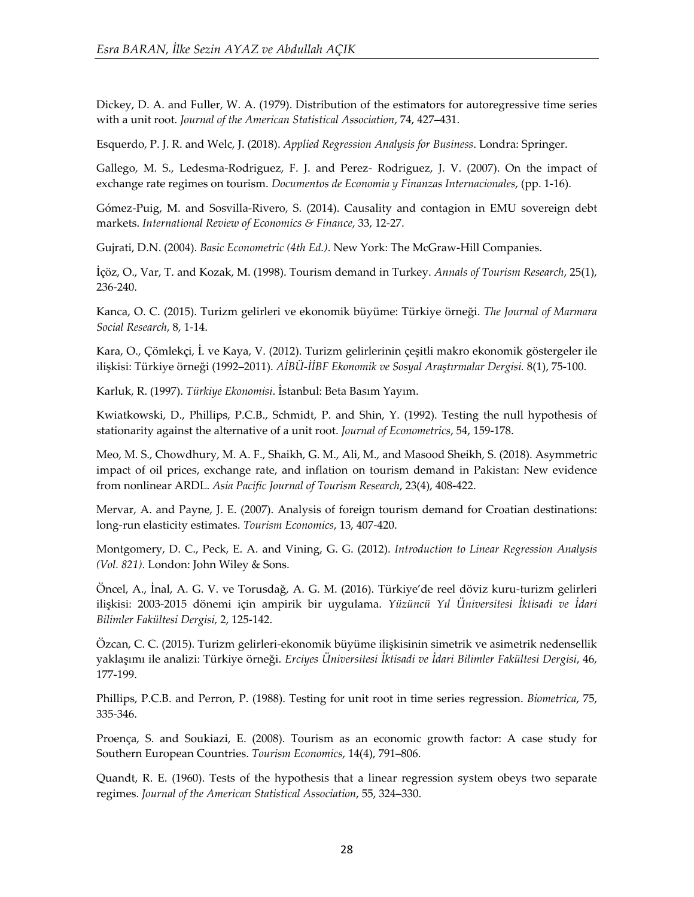Dickey, D. A. and Fuller, W. A. (1979). Distribution of the estimators for autoregressive time series with a unit root. *Journal of the American Statistical Association*, 74, 427–431.

Esquerdo, P. J. R. and Welc, J. (2018). *Applied Regression Analysis for Business*. Londra: Springer.

Gallego, M. S., Ledesma-Rodriguez, F. J. and Perez- Rodriguez, J. V. (2007). On the impact of exchange rate regimes on tourism. *Documentos de Economia y Finanzas Internacionales*, (pp. 1-16).

Gómez-Puig, M. and Sosvilla-Rivero, S. (2014). Causality and contagion in EMU sovereign debt markets. *International Review of Economics & Finance*, 33, 12-27.

Gujrati, D.N. (2004). *Basic Econometric (4th Ed.)*. New York: The McGraw-Hill Companies.

İçöz, O., Var, T. and Kozak, M. (1998). Tourism demand in Turkey. *Annals of Tourism Research*, 25(1), 236-240.

Kanca, O. C. (2015). Turizm gelirleri ve ekonomik büyüme: Türkiye örneği. *The Journal of Marmara Social Research*, 8, 1-14.

Kara, O., Çömlekçi, İ. ve Kaya, V. (2012). Turizm gelirlerinin çeşitli makro ekonomik göstergeler ile ilişkisi: Türkiye örneği (1992–2011). *AİBÜ-İİBF Ekonomik ve Sosyal Araştırmalar Dergisi.* 8(1), 75-100.

Karluk, R. (1997). *Türkiye Ekonomisi*. İstanbul: Beta Basım Yayım.

Kwiatkowski, D., Phillips, P.C.B., Schmidt, P. and Shin, Y. (1992). Testing the null hypothesis of stationarity against the alternative of a unit root. *Journal of Econometrics*, 54, 159-178.

Meo, M. S., Chowdhury, M. A. F., Shaikh, G. M., Ali, M., and Masood Sheikh, S. (2018). Asymmetric impact of oil prices, exchange rate, and inflation on tourism demand in Pakistan: New evidence from nonlinear ARDL. *Asia Pacific Journal of Tourism Research*, 23(4), 408-422.

Mervar, A. and Payne, J. E. (2007). Analysis of foreign tourism demand for Croatian destinations: long-run elasticity estimates. *Tourism Economics*, 13, 407-420.

Montgomery, D. C., Peck, E. A. and Vining, G. G. (2012). *Introduction to Linear Regression Analysis (Vol. 821).* London: John Wiley & Sons.

Öncel, A., İnal, A. G. V. ve Torusdağ, A. G. M. (2016). Türkiye'de reel döviz kuru-turizm gelirleri ilişkisi: 2003-2015 dönemi için ampirik bir uygulama. *Yüzüncü Yıl Üniversitesi İktisadi ve İdari Bilimler Fakültesi Dergisi,* 2, 125-142.

Özcan, C. C. (2015). Turizm gelirleri-ekonomik büyüme ilişkisinin simetrik ve asimetrik nedensellik yaklaşımı ile analizi: Türkiye örneği. *Erciyes Üniversitesi İktisadi ve İdari Bilimler Fakültesi Dergisi*, 46, 177-199.

Phillips, P.C.B. and Perron, P. (1988). Testing for unit root in time series regression. *Biometrica*, 75, 335-346.

Proença, S. and Soukiazi, E. (2008). Tourism as an economic growth factor: A case study for Southern European Countries. *Tourism Economics*, 14(4), 791–806.

Quandt, R. E. (1960). Tests of the hypothesis that a linear regression system obeys two separate regimes. *Journal of the American Statistical Association*, 55, 324–330.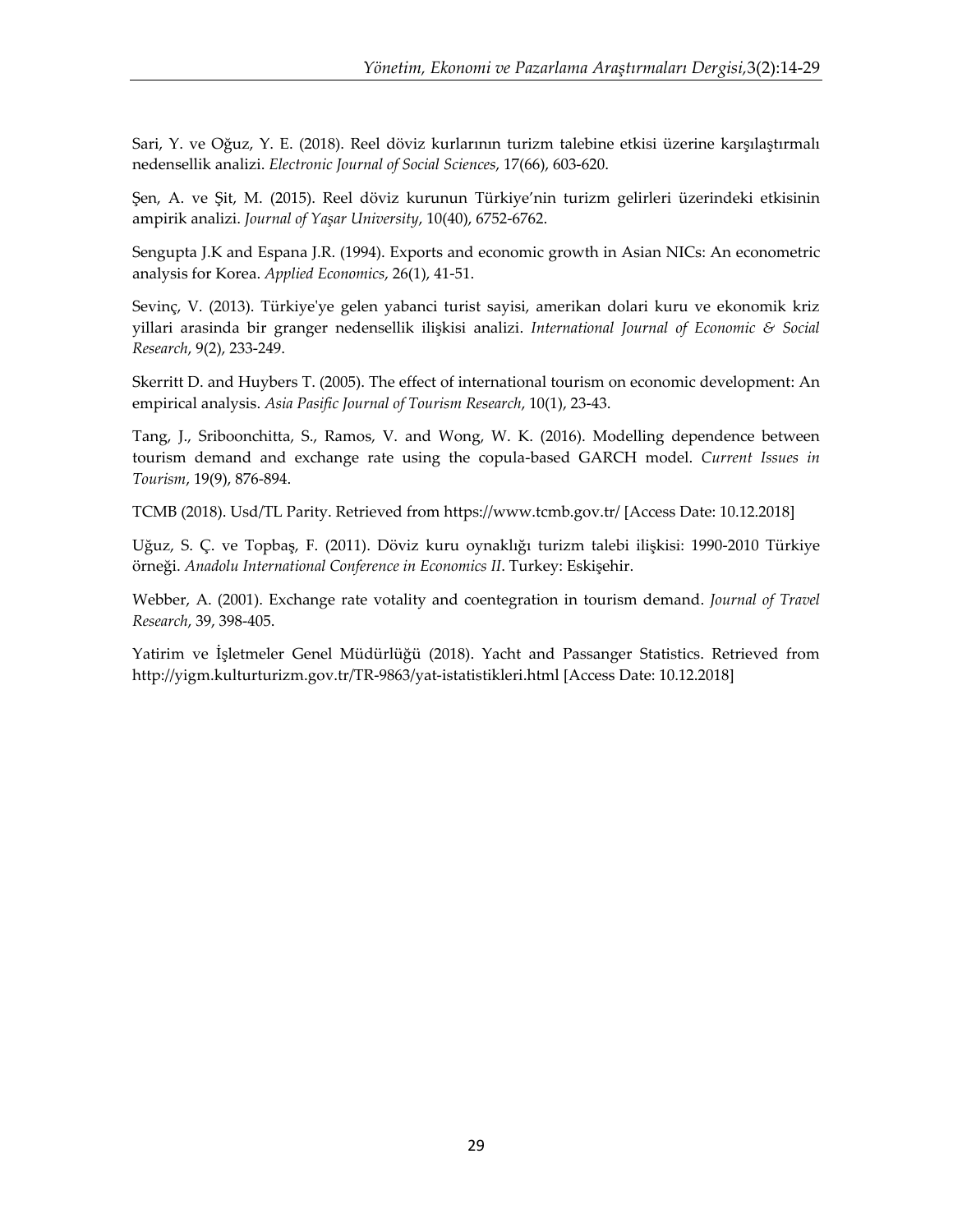Sari, Y. ve Oğuz, Y. E. (2018). Reel döviz kurlarının turizm talebine etkisi üzerine karşılaştırmalı nedensellik analizi. *Electronic Journal of Social Sciences*, 17(66), 603-620.

Şen, A. ve Şit, M. (2015). Reel döviz kurunun Türkiye'nin turizm gelirleri üzerindeki etkisinin ampirik analizi. *Journal of Yaşar University*, 10(40), 6752-6762.

Sengupta J.K and Espana J.R. (1994). Exports and economic growth in Asian NICs: An econometric analysis for Korea. *Applied Economics*, 26(1), 41-51.

Sevinç, V. (2013). Türkiye'ye gelen yabanci turist sayisi, amerikan dolari kuru ve ekonomik kriz yillari arasinda bir granger nedensellik ilişkisi analizi. *International Journal of Economic & Social Research*, 9(2), 233-249.

Skerritt D. and Huybers T. (2005). The effect of international tourism on economic development: An empirical analysis. *Asia Pasific Journal of Tourism Research*, 10(1), 23-43.

Tang, J., Sriboonchitta, S., Ramos, V. and Wong, W. K. (2016). Modelling dependence between tourism demand and exchange rate using the copula-based GARCH model. *Current Issues in Tourism*, 19(9), 876-894.

TCMB (2018). Usd/TL Parity. Retrieved from https://www.tcmb.gov.tr/ [Access Date: 10.12.2018]

Uğuz, S. Ç. ve Topbaş, F. (2011). Döviz kuru oynaklığı turizm talebi ilişkisi: 1990-2010 Türkiye örneği. *Anadolu International Conference in Economics II*. Turkey: Eskişehir.

Webber, A. (2001). Exchange rate votality and coentegration in tourism demand. *Journal of Travel Research*, 39, 398-405.

Yatirim ve İşletmeler Genel Müdürlüğü (2018). Yacht and Passanger Statistics. Retrieved from http://yigm.kulturturizm.gov.tr/TR-9863/yat-istatistikleri.html [Access Date: 10.12.2018]